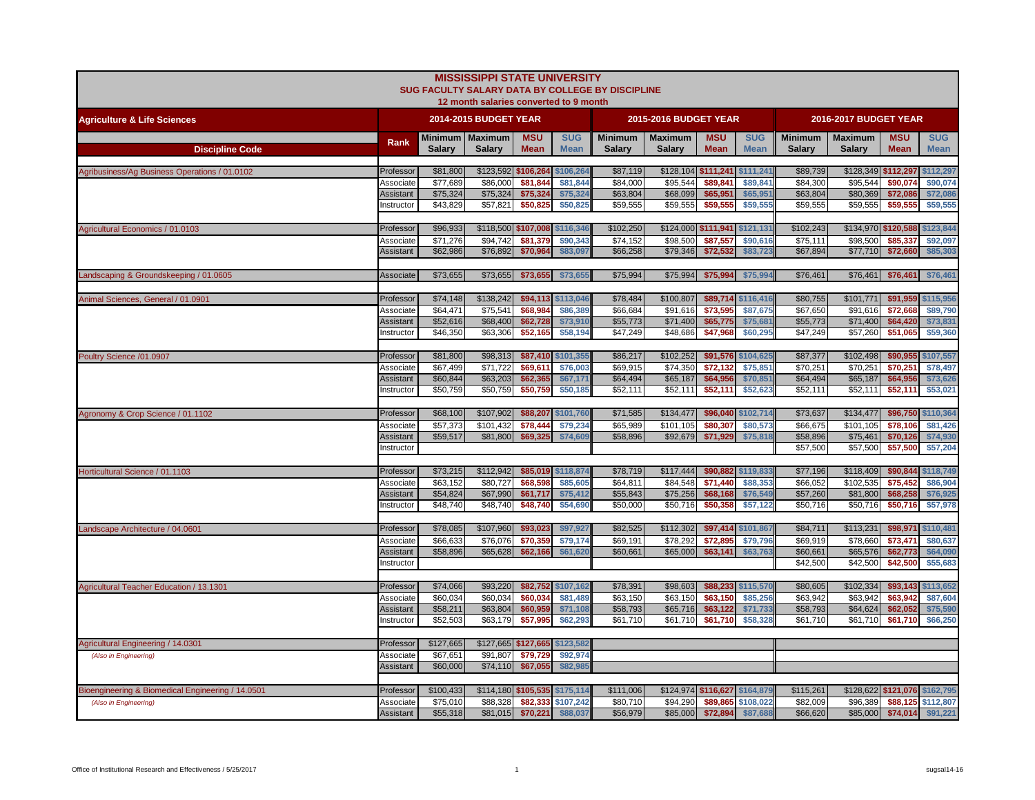# MISSISSIPPI STATE UNIVERSITY

## SUG FACULTY SALARY DATA BY COLLEGE BY DISCIPLINE

12 month salaries converted to 9 month

| Agriculture & Life Sciences | | 2014-2015 BUDGET YEAR | | | | 2015-2016 BUDGET YEAR | | | | 2016-2017 BUDGET YEAR | | | |
|---|---|---|---|---|---|---|---|---|---|---|---|---|---|
| Discipline Code | Rank | Minimum Salary | Maximum Salary | MSU Mean | SUG Mean | Minimum Salary | Maximum Salary | MSU Mean | SUG Mean | Minimum Salary | Maximum Salary | MSU Mean | SUG Mean |
| Agribusiness/Ag Business Operations / 01.0102 | Professor | $81,800 | $123,592 | $106,264 | $106,264 | $87,119 | $128,104 | $111,241 | $111,241 | $89,739 | $128,349 | $112,297 | $112,297 |
| | Associate | $77,689 | $86,000 | $81,844 | $81,844 | $84,000 | $95,544 | $89,841 | $89,841 | $84,300 | $95,544 | $90,074 | $90,074 |
| | Assistant | $75,324 | $75,324 | $75,324 | $75,324 | $63,804 | $68,099 | $65,951 | $65,951 | $63,804 | $80,369 | $72,086 | $72,086 |
| | Instructor | $43,829 | $57,821 | $50,825 | $50,825 | $59,555 | $59,555 | $59,555 | $59,555 | $59,555 | $59,555 | $59,555 | $59,555 |
| Agricultural Economics / 01.0103 | Professor | $96,933 | $118,500 | $107,008 | $116,346 | $102,250 | $124,000 | $111,941 | $121,131 | $102,243 | $134,970 | $120,588 | $123,844 |
| | Associate | $71,276 | $94,742 | $81,379 | $90,343 | $74,152 | $98,500 | $87,557 | $90,616 | $75,111 | $98,500 | $85,337 | $92,097 |
| | Assistant | $62,986 | $76,892 | $70,964 | $83,097 | $66,258 | $79,346 | $72,532 | $83,723 | $67,894 | $77,710 | $72,660 | $85,303 |
| Landscaping & Groundskeeping / 01.0605 | Associate | $73,655 | $73,655 | $73,655 | $73,655 | $75,994 | $75,994 | $75,994 | $75,994 | $76,461 | $76,461 | $76,461 | $76,461 |
| Animal Sciences, General / 01.0901 | Professor | $74,148 | $138,242 | $94,113 | $113,046 | $78,484 | $100,807 | $89,714 | $116,416 | $80,755 | $101,771 | $91,959 | $115,956 |
| | Associate | $64,471 | $75,541 | $68,984 | $86,389 | $66,684 | $91,616 | $73,595 | $87,675 | $67,650 | $91,616 | $72,668 | $89,790 |
| | Assistant | $52,616 | $68,400 | $62,728 | $73,910 | $55,773 | $71,400 | $65,775 | $75,681 | $55,773 | $71,400 | $64,420 | $73,831 |
| | Instructor | $46,350 | $63,306 | $52,165 | $58,194 | $47,249 | $48,686 | $47,968 | $60,295 | $47,249 | $57,260 | $51,065 | $59,360 |
| Poultry Science /01.0907 | Professor | $81,800 | $98,313 | $87,410 | $101,355 | $86,217 | $102,252 | $91,576 | $104,625 | $87,377 | $102,498 | $90,955 | $107,557 |
| | Associate | $67,499 | $71,722 | $69,611 | $76,003 | $69,915 | $74,350 | $72,132 | $75,851 | $70,251 | $70,251 | $70,251 | $78,497 |
| | Assistant | $60,844 | $63,203 | $62,365 | $67,171 | $64,494 | $65,187 | $64,956 | $70,851 | $64,494 | $65,187 | $64,956 | $73,626 |
| | Instructor | $50,759 | $50,759 | $50,759 | $50,185 | $52,111 | $52,111 | $52,111 | $52,623 | $52,111 | $52,111 | $52,111 | $53,021 |
| Agronomy & Crop Science / 01.1102 | Professor | $68,100 | $107,902 | $88,207 | $101,760 | $71,585 | $134,477 | $96,040 | $102,714 | $73,637 | $134,477 | $96,750 | $110,364 |
| | Associate | $57,373 | $101,432 | $78,444 | $79,234 | $65,989 | $101,105 | $80,307 | $80,573 | $66,675 | $101,105 | $78,106 | $81,426 |
| | Assistant | $59,517 | $81,800 | $69,325 | $74,609 | $58,896 | $92,679 | $71,929 | $75,818 | $58,896 | $75,461 | $70,126 | $74,930 |
| | Instructor | | | | | | | | | $57,500 | $57,500 | $57,500 | $57,204 |
| Horticultural Science / 01.1103 | Professor | $73,215 | $112,942 | $85,019 | $118,874 | $78,719 | $117,444 | $90,882 | $119,833 | $77,196 | $118,409 | $90,844 | $118,749 |
| | Associate | $63,152 | $80,727 | $68,598 | $85,605 | $64,811 | $84,548 | $71,440 | $88,353 | $66,052 | $102,535 | $75,452 | $86,904 |
| | Assistant | $54,824 | $67,990 | $61,717 | $75,412 | $55,843 | $75,256 | $68,168 | $76,549 | $57,260 | $81,800 | $68,258 | $76,925 |
| | Instructor | $48,740 | $48,740 | $48,740 | $54,690 | $50,000 | $50,716 | $50,358 | $57,122 | $50,716 | $50,716 | $50,716 | $57,978 |
| Landscape Architecture / 04.0601 | Professor | $78,085 | $107,960 | $93,023 | $97,927 | $82,525 | $112,302 | $97,414 | $101,867 | $84,711 | $113,231 | $98,971 | $110,481 |
| | Associate | $66,633 | $76,076 | $70,359 | $79,174 | $69,191 | $78,292 | $72,895 | $79,796 | $69,919 | $78,660 | $73,471 | $80,637 |
| | Assistant | $58,896 | $65,628 | $62,166 | $61,620 | $60,661 | $65,000 | $63,141 | $63,763 | $60,661 | $65,576 | $62,773 | $64,090 |
| | Instructor | | | | | | | | | $42,500 | $42,500 | $42,500 | $55,683 |
| Agricultural Teacher Education / 13.1301 | Professor | $74,066 | $93,220 | $82,752 | $107,162 | $78,391 | $98,603 | $88,233 | $115,570 | $80,605 | $102,334 | $93,143 | $113,652 |
| | Associate | $60,034 | $60,034 | $60,034 | $81,489 | $63,150 | $63,150 | $63,150 | $85,256 | $63,942 | $63,942 | $63,942 | $87,604 |
| | Assistant | $58,211 | $63,804 | $60,959 | $71,108 | $58,793 | $65,716 | $63,122 | $71,733 | $58,793 | $64,624 | $62,052 | $75,590 |
| | Instructor | $52,503 | $63,179 | $57,995 | $62,293 | $61,710 | $61,710 | $61,710 | $58,328 | $61,710 | $61,710 | $61,710 | $66,250 |
| Agricultural Engineering / 14.0301 | Professor | $127,665 | $127,665 | $127,665 | $123,582 | | | | | | | | |
| *(Also in Engineering)* | Associate | $67,651 | $91,807 | $79,729 | $92,974 | | | | | | | | |
| | Assistant | $60,000 | $74,110 | $67,055 | $82,985 | | | | | | | | |
| Bioengineering & Biomedical Engineering / 14.0501 | Professor | $100,433 | $114,180 | $105,535 | $175,114 | $111,006 | $124,974 | $116,627 | $164,879 | $115,261 | $128,622 | $121,076 | $162,795 |
| *(Also in Engineering)* | Associate | $75,010 | $88,328 | $82,333 | $107,242 | $80,710 | $94,290 | $89,865 | $108,022 | $82,009 | $96,389 | $88,125 | $112,807 |
| | Assistant | $55,318 | $81,015 | $70,221 | $88,037 | $56,979 | $85,000 | $72,894 | $87,688 | $66,620 | $85,000 | $74,014 | $91,221 |

Office of Institutional Research and Effectiveness / 5/25/2017 — sugsal14-16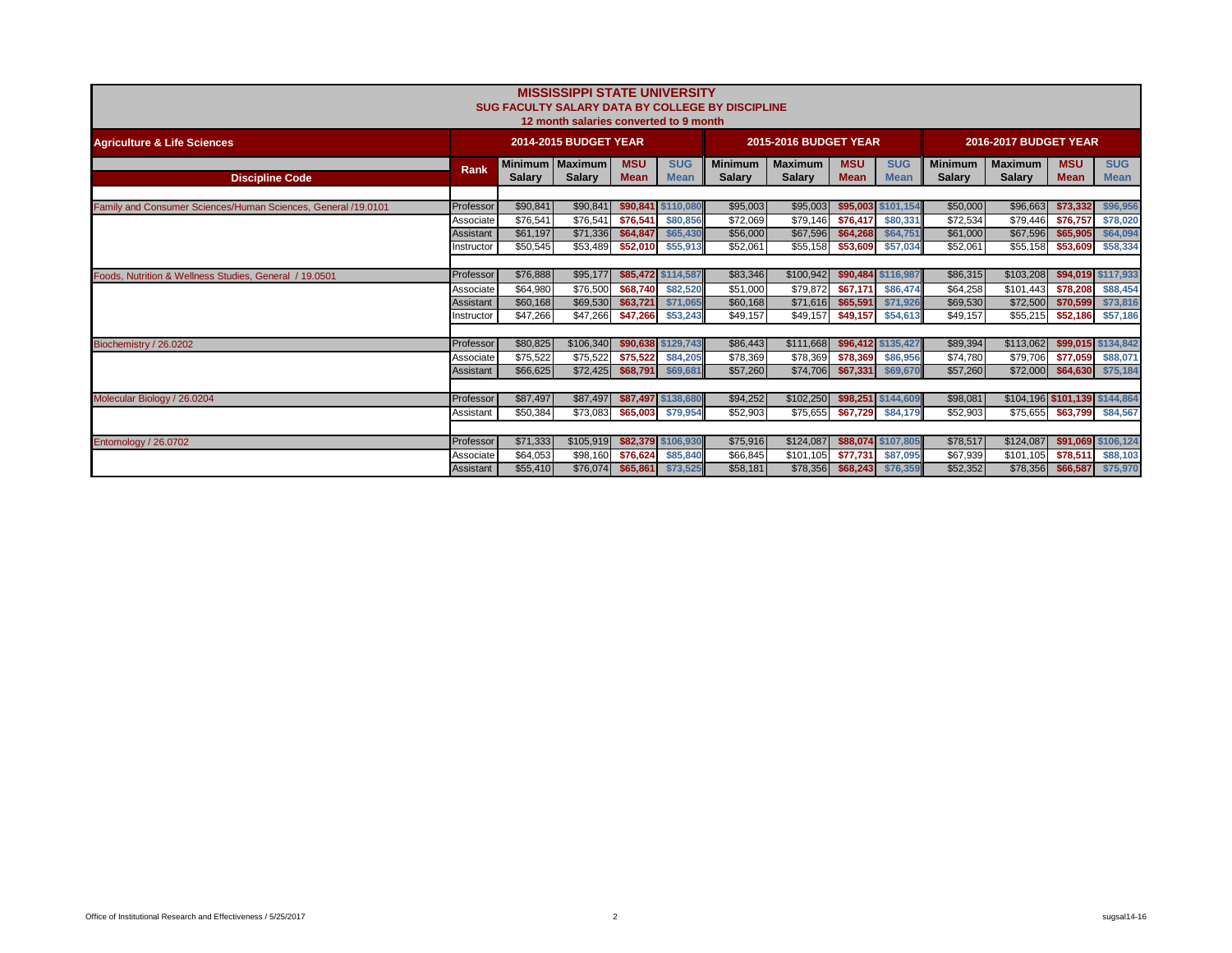# MISSISSIPPI STATE UNIVERSITY

## SUG FACULTY SALARY DATA BY COLLEGE BY DISCIPLINE

### 12 month salaries converted to 9 month

| Agriculture & Life Sciences | | 2014-2015 BUDGET YEAR | | | | 2015-2016 BUDGET YEAR | | | | 2016-2017 BUDGET YEAR | | | |
|---|---|---|---|---|---|---|---|---|---|---|---|---|---|
| Discipline Code | Rank | Minimum Salary | Maximum Salary | MSU Mean | SUG Mean | Minimum Salary | Maximum Salary | MSU Mean | SUG Mean | Minimum Salary | Maximum Salary | MSU Mean | SUG Mean |
| Family and Consumer Sciences/Human Sciences, General /19.0101 | Professor | $90,841 | $90,841 | $90,841 | $110,080 | $95,003 | $95,003 | $95,003 | $101,154 | $50,000 | $96,663 | $73,332 | $96,956 |
| | Associate | $76,541 | $76,541 | $76,541 | $80,856 | $72,069 | $79,146 | $76,417 | $80,331 | $72,534 | $79,446 | $76,757 | $78,020 |
| | Assistant | $61,197 | $71,336 | $64,847 | $65,430 | $56,000 | $67,596 | $64,268 | $64,751 | $61,000 | $67,596 | $65,905 | $64,094 |
| | Instructor | $50,545 | $53,489 | $52,010 | $55,913 | $52,061 | $55,158 | $53,609 | $57,034 | $52,061 | $55,158 | $53,609 | $58,334 |
| Foods, Nutrition & Wellness Studies, General / 19.0501 | Professor | $76,888 | $95,177 | $85,472 | $114,587 | $83,346 | $100,942 | $90,484 | $116,987 | $86,315 | $103,208 | $94,019 | $117,933 |
| | Associate | $64,980 | $76,500 | $68,740 | $82,520 | $51,000 | $79,872 | $67,171 | $86,474 | $64,258 | $101,443 | $78,208 | $88,454 |
| | Assistant | $60,168 | $69,530 | $63,721 | $71,065 | $60,168 | $71,616 | $65,591 | $71,926 | $69,530 | $72,500 | $70,599 | $73,816 |
| | Instructor | $47,266 | $47,266 | $47,266 | $53,243 | $49,157 | $49,157 | $49,157 | $54,613 | $49,157 | $55,215 | $52,186 | $57,186 |
| Biochemistry / 26.0202 | Professor | $80,825 | $106,340 | $90,638 | $129,743 | $86,443 | $111,668 | $96,412 | $135,427 | $89,394 | $113,062 | $99,015 | $134,842 |
| | Associate | $75,522 | $75,522 | $75,522 | $84,205 | $78,369 | $78,369 | $78,369 | $86,956 | $74,780 | $79,706 | $77,059 | $88,071 |
| | Assistant | $66,625 | $72,425 | $68,791 | $69,681 | $57,260 | $74,706 | $67,331 | $69,670 | $57,260 | $72,000 | $64,630 | $75,184 |
| Molecular Biology / 26.0204 | Professor | $87,497 | $87,497 | $87,497 | $138,680 | $94,252 | $102,250 | $98,251 | $144,609 | $98,081 | $104,196 | $101,139 | $144,864 |
| | Assistant | $50,384 | $73,083 | $65,003 | $79,954 | $52,903 | $75,655 | $67,729 | $84,179 | $52,903 | $75,655 | $63,799 | $84,567 |
| Entomology / 26.0702 | Professor | $71,333 | $105,919 | $82,379 | $106,930 | $75,916 | $124,087 | $88,074 | $107,805 | $78,517 | $124,087 | $91,069 | $106,124 |
| | Associate | $64,053 | $98,160 | $76,624 | $85,840 | $66,845 | $101,105 | $77,731 | $87,095 | $67,939 | $101,105 | $78,511 | $88,103 |
| | Assistant | $55,410 | $76,074 | $65,861 | $73,525 | $58,181 | $78,356 | $68,243 | $76,359 | $52,352 | $78,356 | $66,587 | $75,970 |

Office of Institutional Research and Effectiveness / 5/25/2017 sugsal14-16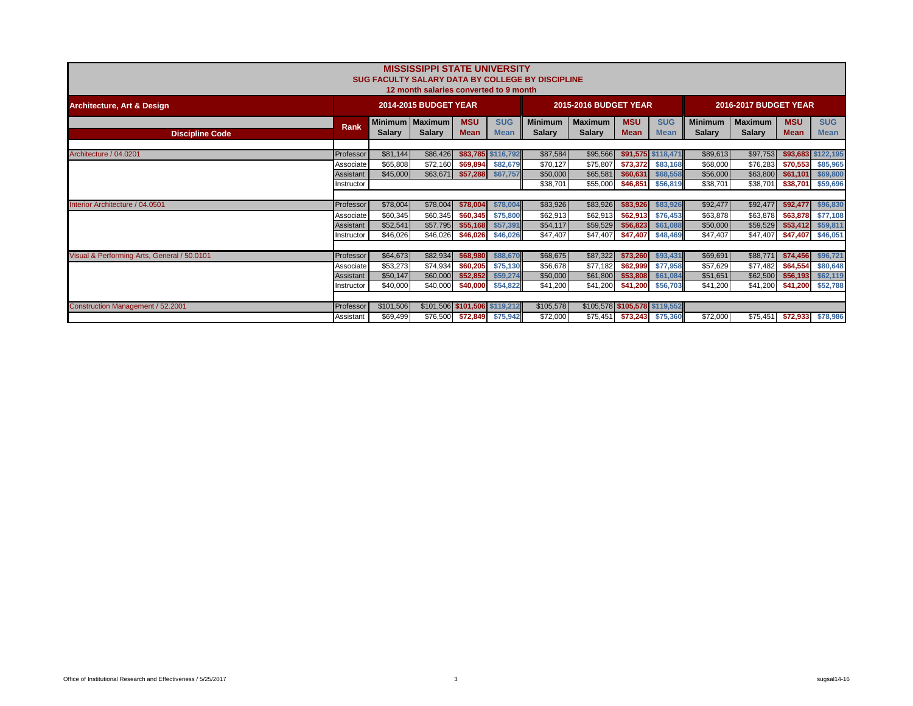# MISSISSIPPI STATE UNIVERSITY

## SUG FACULTY SALARY DATA BY COLLEGE BY DISCIPLINE

### 12 month salaries converted to 9 month

| Architecture, Art & Design | | 2014-2015 BUDGET YEAR | | | | 2015-2016 BUDGET YEAR | | | | 2016-2017 BUDGET YEAR | | | |
|---|---|---|---|---|---|---|---|---|---|---|---|---|---|
| Discipline Code | Rank | Minimum Salary | Maximum Salary | MSU Mean | SUG Mean | Minimum Salary | Maximum Salary | MSU Mean | SUG Mean | Minimum Salary | Maximum Salary | MSU Mean | SUG Mean |
| Architecture / 04.0201 | Professor | $81,144 | $86,426 | $83,785 | $116,792 | $87,584 | $95,566 | $91,575 | $118,471 | $89,613 | $97,753 | $93,683 | $122,195 |
| | Associate | $65,808 | $72,160 | $69,894 | $82,679 | $70,127 | $75,807 | $73,372 | $83,168 | $68,000 | $76,283 | $70,553 | $85,965 |
| | Assistant | $45,000 | $63,671 | $57,288 | $67,757 | $50,000 | $65,581 | $60,631 | $68,558 | $56,000 | $63,800 | $61,101 | $69,800 |
| | Instructor | | | | | $38,701 | $55,000 | $46,851 | $56,819 | $38,701 | $38,701 | $38,701 | $59,696 |
| Interior Architecture / 04.0501 | Professor | $78,004 | $78,004 | $78,004 | $78,004 | $83,926 | $83,926 | $83,926 | $83,926 | $92,477 | $92,477 | $92,477 | $96,830 |
| | Associate | $60,345 | $60,345 | $60,345 | $75,800 | $62,913 | $62,913 | $62,913 | $76,453 | $63,878 | $63,878 | $63,878 | $77,108 |
| | Assistant | $52,541 | $57,795 | $55,168 | $57,391 | $54,117 | $59,529 | $56,823 | $61,088 | $50,000 | $59,529 | $53,412 | $59,811 |
| | Instructor | $46,026 | $46,026 | $46,026 | $46,026 | $47,407 | $47,407 | $47,407 | $48,469 | $47,407 | $47,407 | $47,407 | $46,051 |
| Visual & Performing Arts, General / 50.0101 | Professor | $64,673 | $82,934 | $68,980 | $88,670 | $68,675 | $87,322 | $73,260 | $93,431 | $69,691 | $88,771 | $74,456 | $96,721 |
| | Associate | $53,273 | $74,934 | $60,205 | $75,130 | $56,678 | $77,182 | $62,999 | $77,958 | $57,629 | $77,482 | $64,554 | $80,648 |
| | Assistant | $50,147 | $60,000 | $52,852 | $59,274 | $50,000 | $61,800 | $53,808 | $61,084 | $51,651 | $62,500 | $56,193 | $62,119 |
| | Instructor | $40,000 | $40,000 | $40,000 | $54,822 | $41,200 | $41,200 | $41,200 | $56,703 | $41,200 | $41,200 | $41,200 | $52,788 |
| Construction Management / 52.2001 | Professor | $101,506 | $101,506 | $101,506 | $119,212 | $105,578 | $105,578 | $105,578 | $119,552 | | | | |
| | Assistant | $69,499 | $76,500 | $72,849 | $75,942 | $72,000 | $75,451 | $73,243 | $75,360 | $72,000 | $75,451 | $72,933 | $78,986 |

Office of Institutional Research and Effectiveness / 5/25/2017 sugsal14-16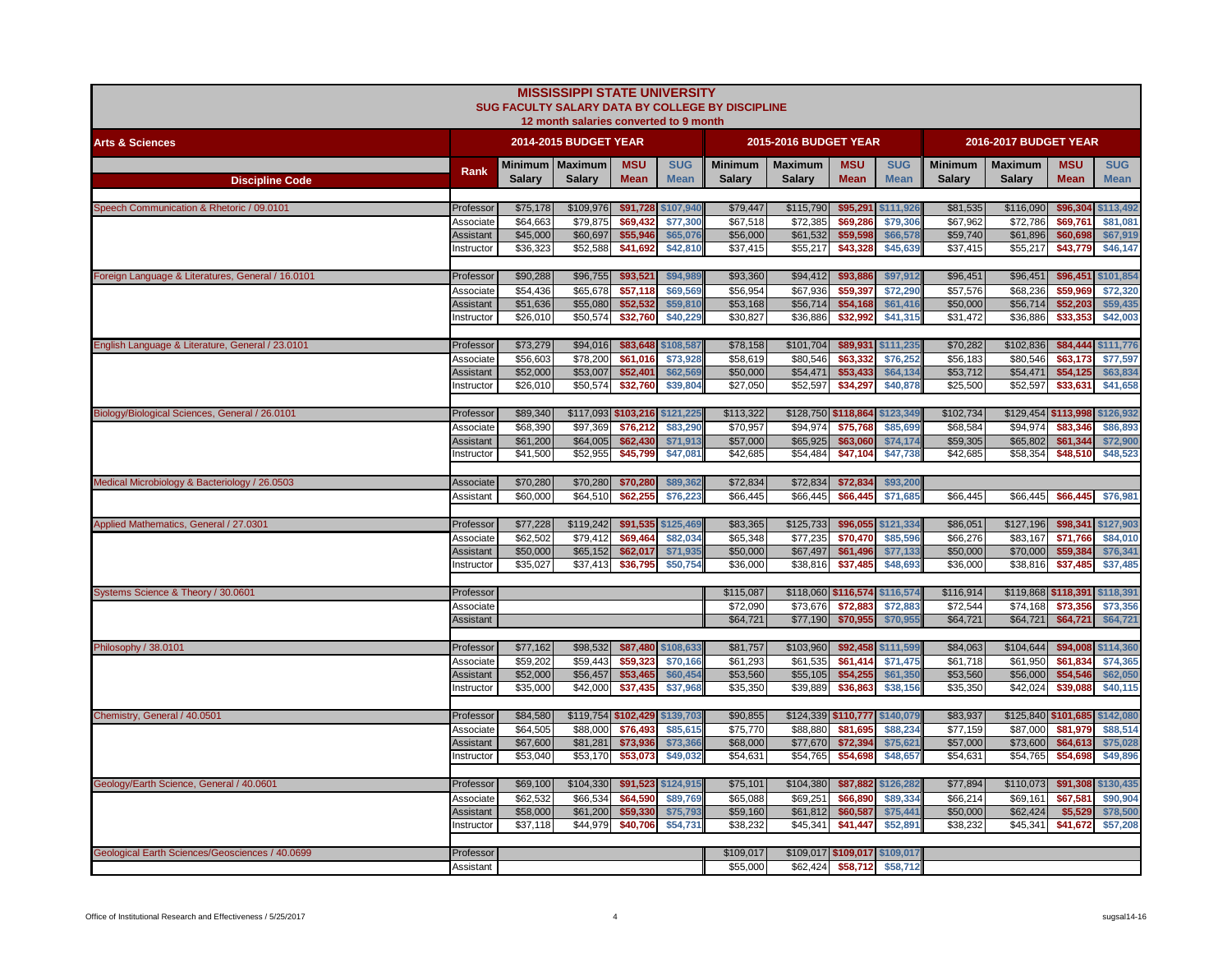# MISSISSIPPI STATE UNIVERSITY

## SUG FACULTY SALARY DATA BY COLLEGE BY DISCIPLINE

12 month salaries converted to 9 month

| Arts & Sciences | | 2014-2015 BUDGET YEAR | | | | 2015-2016 BUDGET YEAR | | | | 2016-2017 BUDGET YEAR | | | |
|---|---|---|---|---|---|---|---|---|---|---|---|---|---|
| Discipline Code | Rank | Minimum Salary | Maximum Salary | MSU Mean | SUG Mean | Minimum Salary | Maximum Salary | MSU Mean | SUG Mean | Minimum Salary | Maximum Salary | MSU Mean | SUG Mean |
| Speech Communication & Rhetoric / 09.0101 | Professor | $75,178 | $109,976 | $91,728 | $107,940 | $79,447 | $115,790 | $95,291 | $111,926 | $81,535 | $116,090 | $96,304 | $113,492 |
| | Associate | $64,663 | $79,875 | $69,432 | $77,300 | $67,518 | $72,385 | $69,286 | $79,306 | $67,962 | $72,786 | $69,761 | $81,081 |
| | Assistant | $45,000 | $60,697 | $55,946 | $65,076 | $56,000 | $61,532 | $59,598 | $66,578 | $59,740 | $61,896 | $60,698 | $67,919 |
| | Instructor | $36,323 | $52,588 | $41,692 | $42,810 | $37,415 | $55,217 | $43,328 | $45,639 | $37,415 | $55,217 | $43,779 | $46,147 |
| Foreign Language & Literatures, General / 16.0101 | Professor | $90,288 | $96,755 | $93,521 | $94,989 | $93,360 | $94,412 | $93,886 | $97,912 | $96,451 | $96,451 | $96,451 | $101,854 |
| | Associate | $54,436 | $65,678 | $57,118 | $69,569 | $56,954 | $67,936 | $59,397 | $72,290 | $57,576 | $68,236 | $59,969 | $72,320 |
| | Assistant | $51,636 | $55,080 | $52,532 | $59,810 | $53,168 | $56,714 | $54,168 | $61,416 | $50,000 | $56,714 | $52,203 | $59,435 |
| | Instructor | $26,010 | $50,574 | $32,760 | $40,229 | $30,827 | $36,886 | $32,992 | $41,315 | $31,472 | $36,886 | $33,353 | $42,003 |
| English Language & Literature, General / 23.0101 | Professor | $73,279 | $94,016 | $83,648 | $108,587 | $78,158 | $101,704 | $89,931 | $111,235 | $70,282 | $102,836 | $84,444 | $111,776 |
| | Associate | $56,603 | $78,200 | $61,016 | $73,928 | $58,619 | $80,546 | $63,332 | $76,252 | $56,183 | $80,546 | $63,173 | $77,597 |
| | Assistant | $52,000 | $53,007 | $52,401 | $62,569 | $50,000 | $54,471 | $53,433 | $64,134 | $53,712 | $54,471 | $54,125 | $63,834 |
| | Instructor | $26,010 | $50,574 | $32,760 | $39,804 | $27,050 | $52,597 | $34,297 | $40,878 | $25,500 | $52,597 | $33,631 | $41,658 |
| Biology/Biological Sciences, General / 26.0101 | Professor | $89,340 | $117,093 | $103,216 | $121,225 | $113,322 | $128,750 | $118,864 | $123,349 | $102,734 | $129,454 | $113,998 | $126,932 |
| | Associate | $68,390 | $97,369 | $76,212 | $83,290 | $70,957 | $94,974 | $75,768 | $85,699 | $68,584 | $94,974 | $83,346 | $86,893 |
| | Assistant | $61,200 | $64,005 | $62,430 | $71,913 | $57,000 | $65,925 | $63,060 | $74,174 | $59,305 | $65,802 | $61,344 | $72,900 |
| | Instructor | $41,500 | $52,955 | $45,799 | $47,081 | $42,685 | $54,484 | $47,104 | $47,738 | $42,685 | $58,354 | $48,510 | $48,523 |
| Medical Microbiology & Bacteriology / 26.0503 | Associate | $70,280 | $70,280 | $70,280 | $89,362 | $72,834 | $72,834 | $72,834 | $93,200 | | | | |
| | Assistant | $60,000 | $64,510 | $62,255 | $76,223 | $66,445 | $66,445 | $66,445 | $71,685 | $66,445 | $66,445 | $66,445 | $76,981 |
| Applied Mathematics, General / 27.0301 | Professor | $77,228 | $119,242 | $91,535 | $125,469 | $83,365 | $125,733 | $96,055 | $121,334 | $86,051 | $127,196 | $98,341 | $127,903 |
| | Associate | $62,502 | $79,412 | $69,464 | $82,034 | $65,348 | $77,235 | $70,470 | $85,596 | $66,276 | $83,167 | $71,766 | $84,010 |
| | Assistant | $50,000 | $65,152 | $62,017 | $71,935 | $50,000 | $67,497 | $61,496 | $77,133 | $50,000 | $70,000 | $59,384 | $76,341 |
| | Instructor | $35,027 | $37,413 | $36,795 | $50,754 | $36,000 | $38,816 | $37,485 | $48,693 | $36,000 | $38,816 | $37,485 | $37,485 |
| Systems Science & Theory / 30.0601 | Professor | | | | | $115,087 | $118,060 | $116,574 | $116,574 | $116,914 | $119,868 | $118,391 | $118,391 |
| | Associate | | | | | $72,090 | $73,676 | $72,883 | $72,883 | $72,544 | $74,168 | $73,356 | $73,356 |
| | Assistant | | | | | $64,721 | $77,190 | $70,955 | $70,955 | $64,721 | $64,721 | $64,721 | $64,721 |
| Philosophy / 38.0101 | Professor | $77,162 | $98,532 | $87,480 | $108,633 | $81,757 | $103,960 | $92,458 | $111,599 | $84,063 | $104,644 | $94,008 | $114,360 |
| | Associate | $59,202 | $59,443 | $59,323 | $70,166 | $61,293 | $61,535 | $61,414 | $71,475 | $61,718 | $61,950 | $61,834 | $74,365 |
| | Assistant | $52,000 | $56,457 | $53,465 | $60,454 | $53,560 | $55,105 | $54,255 | $61,350 | $53,560 | $56,000 | $54,546 | $62,050 |
| | Instructor | $35,000 | $42,000 | $37,435 | $37,968 | $35,350 | $39,889 | $36,863 | $38,156 | $35,350 | $42,024 | $39,088 | $40,115 |
| Chemistry, General / 40.0501 | Professor | $84,580 | $119,754 | $102,429 | $139,703 | $90,855 | $124,339 | $110,777 | $140,079 | $83,937 | $125,840 | $101,685 | $142,080 |
| | Associate | $64,505 | $88,000 | $76,493 | $85,615 | $75,770 | $88,880 | $81,695 | $88,234 | $77,159 | $87,000 | $81,979 | $88,514 |
| | Assistant | $67,600 | $81,281 | $73,936 | $73,366 | $68,000 | $77,670 | $72,394 | $75,621 | $57,000 | $73,600 | $64,613 | $75,028 |
| | Instructor | $53,040 | $53,170 | $53,073 | $49,032 | $54,631 | $54,765 | $54,698 | $48,657 | $54,631 | $54,765 | $54,698 | $49,896 |
| Geology/Earth Science, General / 40.0601 | Professor | $69,100 | $104,330 | $91,523 | $124,915 | $75,101 | $104,380 | $87,882 | $126,282 | $77,894 | $110,073 | $91,308 | $130,435 |
| | Associate | $62,532 | $66,534 | $64,590 | $89,769 | $65,088 | $69,251 | $66,890 | $89,334 | $66,214 | $69,161 | $67,581 | $90,904 |
| | Assistant | $58,000 | $61,200 | $59,330 | $75,793 | $59,160 | $61,812 | $60,587 | $75,441 | $50,000 | $62,424 | $5,529 | $78,500 |
| | Instructor | $37,118 | $44,979 | $40,706 | $54,731 | $38,232 | $45,341 | $41,447 | $52,891 | $38,232 | $45,341 | $41,672 | $57,208 |
| Geological Earth Sciences/Geosciences / 40.0699 | Professor | | | | | $109,017 | $109,017 | $109,017 | $109,017 | | | | |
| | Assistant | | | | | $55,000 | $62,424 | $58,712 | $58,712 | | | | |

Office of Institutional Research and Effectiveness / 5/25/2017 sugsal14-16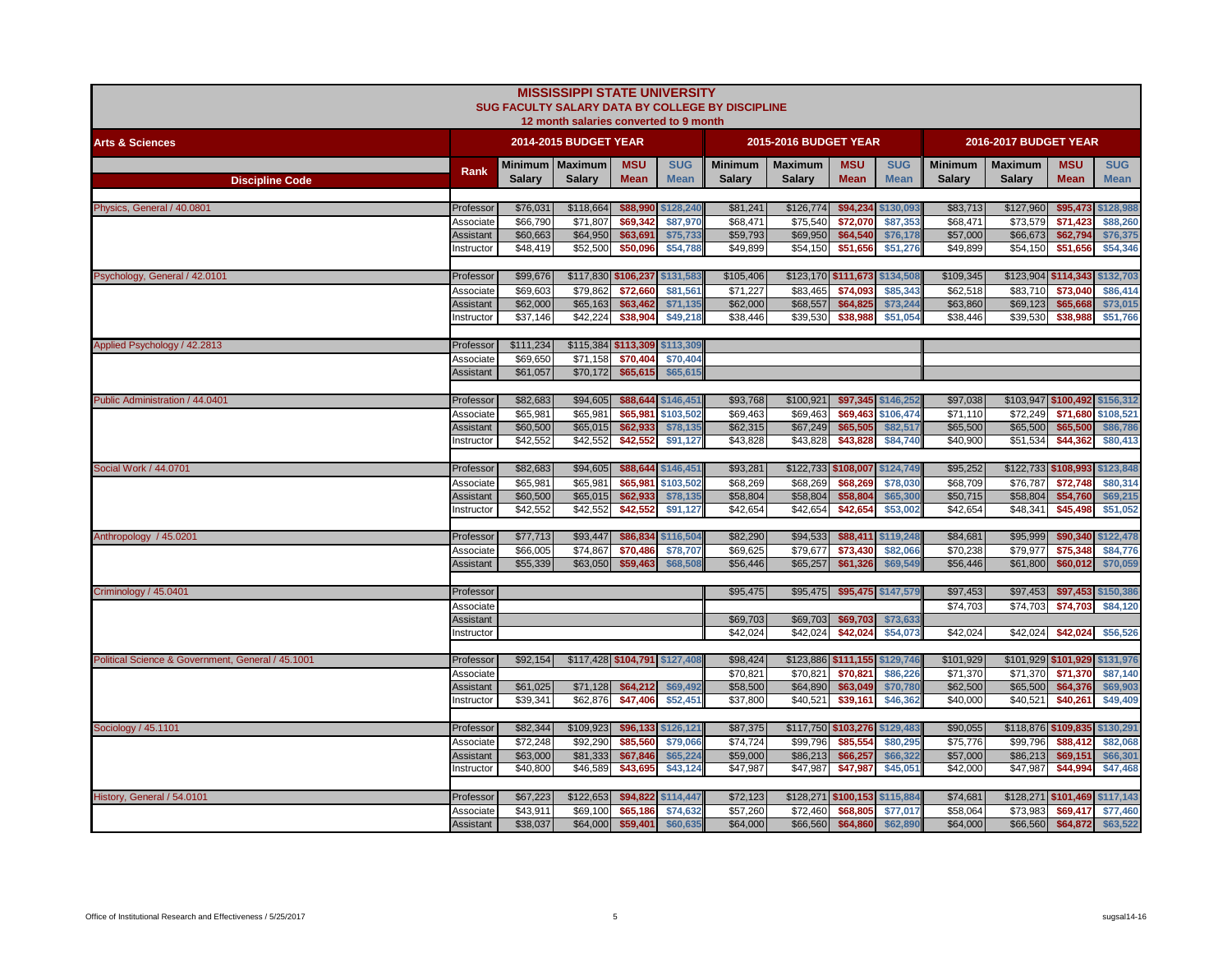# MISSISSIPPI STATE UNIVERSITY

## SUG FACULTY SALARY DATA BY COLLEGE BY DISCIPLINE

12 month salaries converted to 9 month

| Arts & Sciences | | 2014-2015 BUDGET YEAR | | | | 2015-2016 BUDGET YEAR | | | | 2016-2017 BUDGET YEAR | | | |
|---|---|---|---|---|---|---|---|---|---|---|---|---|---|
| Discipline Code | Rank | Minimum Salary | Maximum Salary | MSU Mean | SUG Mean | Minimum Salary | Maximum Salary | MSU Mean | SUG Mean | Minimum Salary | Maximum Salary | MSU Mean | SUG Mean |
| Physics, General / 40.0801 | Professor | $76,031 | $118,664 | $88,990 | $128,240 | $81,241 | $126,774 | $94,234 | $130,093 | $83,713 | $127,960 | $95,473 | $128,988 |
| | Associate | $66,790 | $71,807 | $69,342 | $87,970 | $68,471 | $75,540 | $72,070 | $87,353 | $68,471 | $73,579 | $71,423 | $88,260 |
| | Assistant | $60,663 | $64,950 | $63,691 | $75,733 | $59,793 | $69,950 | $64,540 | $76,178 | $57,000 | $66,673 | $62,794 | $76,375 |
| | Instructor | $48,419 | $52,500 | $50,096 | $54,788 | $49,899 | $54,150 | $51,656 | $51,276 | $49,899 | $54,150 | $51,656 | $54,346 |
| Psychology, General / 42.0101 | Professor | $99,676 | $117,830 | $106,237 | $131,583 | $105,406 | $123,170 | $111,673 | $134,508 | $109,345 | $123,904 | $114,343 | $132,703 |
| | Associate | $69,603 | $79,862 | $72,660 | $81,561 | $71,227 | $83,465 | $74,093 | $85,343 | $62,518 | $83,710 | $73,040 | $86,414 |
| | Assistant | $62,000 | $65,163 | $63,462 | $71,135 | $62,000 | $68,557 | $64,825 | $73,244 | $63,860 | $69,123 | $65,668 | $73,015 |
| | Instructor | $37,146 | $42,224 | $38,904 | $49,218 | $38,446 | $39,530 | $38,988 | $51,054 | $38,446 | $39,530 | $38,988 | $51,766 |
| Applied Psychology / 42.2813 | Professor | $111,234 | $115,384 | $113,309 | $113,309 | | | | | | | | |
| | Associate | $69,650 | $71,158 | $70,404 | $70,404 | | | | | | | | |
| | Assistant | $61,057 | $70,172 | $65,615 | $65,615 | | | | | | | | |
| Public Administration / 44.0401 | Professor | $82,683 | $94,605 | $88,644 | $146,451 | $93,768 | $100,921 | $97,345 | $146,252 | $97,038 | $103,947 | $100,492 | $156,312 |
| | Associate | $65,981 | $65,981 | $65,981 | $103,502 | $69,463 | $69,463 | $69,463 | $106,474 | $71,110 | $72,249 | $71,680 | $108,521 |
| | Assistant | $60,500 | $65,015 | $62,933 | $78,135 | $62,315 | $67,249 | $65,505 | $82,517 | $65,500 | $65,500 | $65,500 | $86,786 |
| | Instructor | $42,552 | $42,552 | $42,552 | $91,127 | $43,828 | $43,828 | $43,828 | $84,740 | $40,900 | $51,534 | $44,362 | $80,413 |
| Social Work / 44.0701 | Professor | $82,683 | $94,605 | $88,644 | $146,451 | $93,281 | $122,733 | $108,007 | $124,749 | $95,252 | $122,733 | $108,993 | $123,848 |
| | Associate | $65,981 | $65,981 | $65,981 | $103,502 | $68,269 | $68,269 | $68,269 | $78,030 | $68,709 | $76,787 | $72,748 | $80,314 |
| | Assistant | $60,500 | $65,015 | $62,933 | $78,135 | $58,804 | $58,804 | $58,804 | $65,300 | $50,715 | $58,804 | $54,760 | $69,215 |
| | Instructor | $42,552 | $42,552 | $42,552 | $91,127 | $42,654 | $42,654 | $42,654 | $53,002 | $42,654 | $48,341 | $45,498 | $51,052 |
| Anthropology / 45.0201 | Professor | $77,713 | $93,447 | $86,834 | $116,504 | $82,290 | $94,533 | $88,411 | $119,248 | $84,681 | $95,999 | $90,340 | $122,478 |
| | Associate | $66,005 | $74,867 | $70,486 | $78,707 | $69,625 | $79,677 | $73,430 | $82,066 | $70,238 | $79,977 | $75,348 | $84,776 |
| | Assistant | $55,339 | $63,050 | $59,463 | $68,508 | $56,446 | $65,257 | $61,326 | $69,549 | $56,446 | $61,800 | $60,012 | $70,059 |
| Criminology / 45.0401 | Professor | | | | | $95,475 | $95,475 | $95,475 | $147,579 | $97,453 | $97,453 | $97,453 | $150,386 |
| | Associate | | | | | | | | | $74,703 | $74,703 | $74,703 | $84,120 |
| | Assistant | | | | | $69,703 | $69,703 | $69,703 | $73,633 | | | | |
| | Instructor | | | | | $42,024 | $42,024 | $42,024 | $54,073 | $42,024 | $42,024 | $42,024 | $56,526 |
| Political Science & Government, General / 45.1001 | Professor | $92,154 | $117,428 | $104,791 | $127,408 | $98,424 | $123,886 | $111,155 | $129,746 | $101,929 | $101,929 | $101,929 | $131,976 |
| | Associate | | | | | $70,821 | $70,821 | $70,821 | $86,226 | $71,370 | $71,370 | $71,370 | $87,140 |
| | Assistant | $61,025 | $71,128 | $64,212 | $69,492 | $58,500 | $64,890 | $63,049 | $70,780 | $62,500 | $65,500 | $64,376 | $69,903 |
| | Instructor | $39,341 | $62,876 | $47,406 | $52,451 | $37,800 | $40,521 | $39,161 | $46,362 | $40,000 | $40,521 | $40,261 | $49,409 |
| Sociology / 45.1101 | Professor | $82,344 | $109,923 | $96,133 | $126,121 | $87,375 | $117,750 | $103,276 | $129,483 | $90,055 | $118,876 | $109,835 | $130,291 |
| | Associate | $72,248 | $92,290 | $85,560 | $79,066 | $74,724 | $99,796 | $85,554 | $80,295 | $75,776 | $99,996 | $88,412 | $82,068 |
| | Assistant | $63,000 | $81,333 | $67,846 | $65,224 | $59,000 | $86,213 | $66,257 | $66,322 | $57,000 | $86,213 | $69,151 | $66,301 |
| | Instructor | $40,800 | $46,589 | $43,695 | $43,124 | $47,987 | $47,987 | $47,987 | $45,051 | $42,000 | $47,987 | $44,994 | $47,468 |
| History, General / 54.0101 | Professor | $67,223 | $122,653 | $94,822 | $114,447 | $72,123 | $128,271 | $100,153 | $115,884 | $74,681 | $128,271 | $101,469 | $117,143 |
| | Associate | $43,911 | $69,100 | $65,186 | $74,632 | $57,260 | $72,460 | $68,805 | $77,017 | $58,064 | $73,983 | $69,417 | $77,460 |
| | Assistant | $38,037 | $64,000 | $59,401 | $60,635 | $64,000 | $66,560 | $64,860 | $62,890 | $64,000 | $66,560 | $64,872 | $63,522 |

Office of Institutional Research and Effectiveness / 5/25/2017 sugsal14-16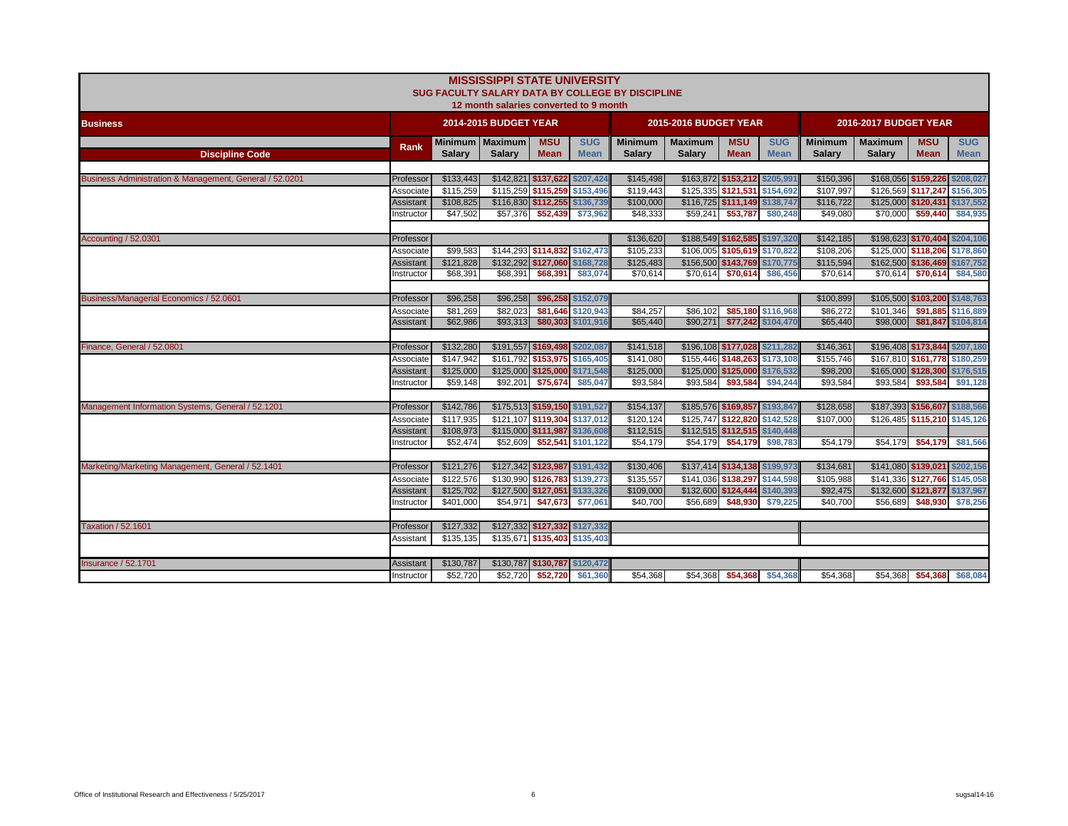# MISSISSIPPI STATE UNIVERSITY

## SUG FACULTY SALARY DATA BY COLLEGE BY DISCIPLINE

### 12 month salaries converted to 9 month

| Business | | 2014-2015 BUDGET YEAR | | | | 2015-2016 BUDGET YEAR | | | | 2016-2017 BUDGET YEAR | | | |
|---|---|---|---|---|---|---|---|---|---|---|---|---|---|
| Discipline Code | Rank | Minimum Salary | Maximum Salary | MSU Mean | SUG Mean | Minimum Salary | Maximum Salary | MSU Mean | SUG Mean | Minimum Salary | Maximum Salary | MSU Mean | SUG Mean |
| Business Administration & Management, General / 52.0201 | Professor | $133,443 | $142,821 | $137,622 | $207,424 | $145,498 | $163,872 | $153,212 | $205,991 | $150,396 | $168,056 | $159,226 | $208,027 |
| | Associate | $115,259 | $115,259 | $115,259 | $153,496 | $119,443 | $125,335 | $121,531 | $154,692 | $107,997 | $126,569 | $117,247 | $156,305 |
| | Assistant | $108,825 | $116,830 | $112,255 | $136,739 | $100,000 | $116,725 | $111,149 | $138,747 | $116,722 | $125,000 | $120,431 | $137,552 |
| | Instructor | $47,502 | $57,376 | $52,439 | $73,962 | $48,333 | $59,241 | $53,787 | $80,248 | $49,080 | $70,000 | $59,440 | $84,935 |
| Accounting / 52.0301 | Professor | | | | | $136,620 | $188,549 | $162,585 | $197,320 | $142,185 | $198,623 | $170,404 | $204,106 |
| | Associate | $99,583 | $144,293 | $114,832 | $162,473 | $105,233 | $106,005 | $105,619 | $170,822 | $108,206 | $125,000 | $118,206 | $178,860 |
| | Assistant | $121,828 | $132,292 | $127,060 | $168,728 | $125,483 | $156,500 | $143,769 | $170,775 | $115,594 | $162,500 | $136,469 | $167,752 |
| | Instructor | $68,391 | $68,391 | $68,391 | $83,074 | $70,614 | $70,614 | $70,614 | $86,456 | $70,614 | $70,614 | $70,614 | $84,580 |
| Business/Managerial Economics / 52.0601 | Professor | $96,258 | $96,258 | $96,258 | $152,079 | | | | | $100,899 | $105,500 | $103,200 | $148,763 |
| | Associate | $81,269 | $82,023 | $81,646 | $120,943 | $84,257 | $86,102 | $85,180 | $116,968 | $86,272 | $101,346 | $91,885 | $116,889 |
| | Assistant | $62,986 | $93,313 | $80,303 | $101,916 | $65,440 | $90,271 | $77,242 | $104,470 | $65,440 | $98,000 | $81,847 | $104,814 |
| Finance, General / 52.0801 | Professor | $132,280 | $191,557 | $169,498 | $202,087 | $141,518 | $196,108 | $177,028 | $211,282 | $146,361 | $196,408 | $173,844 | $207,180 |
| | Associate | $147,942 | $161,792 | $153,975 | $165,405 | $141,080 | $155,446 | $148,263 | $173,108 | $155,746 | $167,810 | $161,778 | $180,259 |
| | Assistant | $125,000 | $125,000 | $125,000 | $171,548 | $125,000 | $125,000 | $125,000 | $176,532 | $98,200 | $165,000 | $128,300 | $176,515 |
| | Instructor | $59,148 | $92,201 | $75,674 | $85,047 | $93,584 | $93,584 | $93,584 | $94,244 | $93,584 | $93,584 | $93,584 | $91,128 |
| Management Information Systems, General / 52.1201 | Professor | $142,786 | $175,513 | $159,150 | $191,527 | $154,137 | $185,576 | $169,857 | $193,847 | $128,658 | $187,393 | $156,607 | $188,566 |
| | Associate | $117,935 | $121,107 | $119,304 | $137,012 | $120,124 | $125,747 | $122,820 | $142,528 | $107,000 | $126,485 | $115,210 | $145,126 |
| | Assistant | $108,973 | $115,000 | $111,987 | $136,608 | $112,515 | $112,515 | $112,515 | $140,448 | | | | |
| | Instructor | $52,474 | $52,609 | $52,541 | $101,122 | $54,179 | $54,179 | $54,179 | $98,783 | $54,179 | $54,179 | $54,179 | $81,566 |
| Marketing/Marketing Management, General / 52.1401 | Professor | $121,276 | $127,342 | $123,987 | $191,432 | $130,406 | $137,414 | $134,138 | $199,973 | $134,681 | $141,080 | $139,021 | $202,156 |
| | Associate | $122,576 | $130,990 | $126,783 | $139,273 | $135,557 | $141,036 | $138,297 | $144,598 | $105,988 | $141,336 | $127,766 | $145,058 |
| | Assistant | $125,702 | $127,500 | $127,051 | $133,326 | $109,000 | $132,600 | $124,444 | $140,393 | $92,475 | $132,600 | $121,877 | $137,967 |
| | Instructor | $401,000 | $54,971 | $47,673 | $77,061 | $40,700 | $56,689 | $48,930 | $79,225 | $40,700 | $56,689 | $48,930 | $78,256 |
| Taxation / 52.1601 | Professor | $127,332 | $127,332 | $127,332 | $127,332 | | | | | | | | |
| | Assistant | $135,135 | $135,671 | $135,403 | $135,403 | | | | | | | | |
| Insurance / 52.1701 | Assistant | $130,787 | $130,787 | $130,787 | $120,472 | | | | | | | | |
| | Instructor | $52,720 | $52,720 | $52,720 | $61,360 | $54,368 | $54,368 | $54,368 | $54,368 | $54,368 | $54,368 | $54,368 | $68,084 |

Office of Institutional Research and Effectiveness / 5/25/2017 sugsal14-16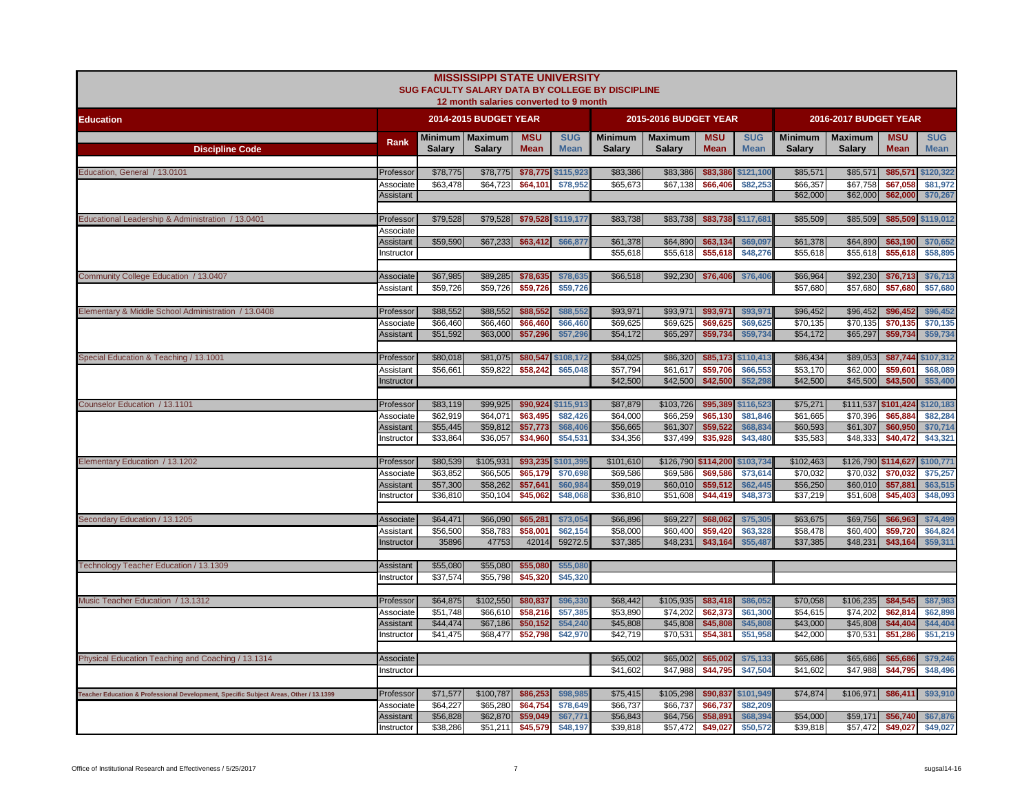# MISSISSIPPI STATE UNIVERSITY

## SUG FACULTY SALARY DATA BY COLLEGE BY DISCIPLINE

12 month salaries converted to 9 month

| Education | | 2014-2015 BUDGET YEAR | | | | 2015-2016 BUDGET YEAR | | | | 2016-2017 BUDGET YEAR | | | |
|---|---|---|---|---|---|---|---|---|---|---|---|---|---|
| Discipline Code | Rank | Minimum Salary | Maximum Salary | MSU Mean | SUG Mean | Minimum Salary | Maximum Salary | MSU Mean | SUG Mean | Minimum Salary | Maximum Salary | MSU Mean | SUG Mean |
| Education, General / 13.0101 | Professor | $78,775 | $78,775 | $78,775 | $115,923 | $83,386 | $83,386 | $83,386 | $121,100 | $85,571 | $85,571 | $85,571 | $120,322 |
| | Associate | $63,478 | $64,723 | $64,101 | $78,952 | $65,673 | $67,138 | $66,406 | $82,253 | $66,357 | $67,758 | $67,058 | $81,972 |
| | Assistant | | | | | | | | | $62,000 | $62,000 | $62,000 | $70,267 |
| Educational Leadership & Administration / 13.0401 | Professor | $79,528 | $79,528 | $79,528 | $119,177 | $83,738 | $83,738 | $83,738 | $117,681 | $85,509 | $85,509 | $85,509 | $119,012 |
| | Associate | | | | | | | | | | | | |
| | Assistant | $59,590 | $67,233 | $63,412 | $66,877 | $61,378 | $64,890 | $63,134 | $69,097 | $61,378 | $64,890 | $63,190 | $70,652 |
| | Instructor | | | | | $55,618 | $55,618 | $55,618 | $48,276 | $55,618 | $55,618 | $55,618 | $58,895 |
| Community College Education / 13.0407 | Associate | $67,985 | $89,285 | $78,635 | $78,635 | $66,518 | $92,230 | $76,406 | $76,406 | $66,964 | $92,230 | $76,713 | $76,713 |
| | Assistant | $59,726 | $59,726 | $59,726 | $59,726 | | | | | $57,680 | $57,680 | $57,680 | $57,680 |
| Elementary & Middle School Administration / 13.0408 | Professor | $88,552 | $88,552 | $88,552 | $88,552 | $93,971 | $93,971 | $93,971 | $93,971 | $96,452 | $96,452 | $96,452 | $96,452 |
| | Associate | $66,460 | $66,460 | $66,460 | $66,460 | $69,625 | $69,625 | $69,625 | $69,625 | $70,135 | $70,135 | $70,135 | $70,135 |
| | Assistant | $51,592 | $63,000 | $57,296 | $57,296 | $54,172 | $65,297 | $59,734 | $59,734 | $54,172 | $65,297 | $59,734 | $59,734 |
| Special Education & Teaching / 13.1001 | Professor | $80,018 | $81,075 | $80,547 | $108,172 | $84,025 | $86,320 | $85,173 | $110,413 | $86,434 | $89,053 | $87,744 | $107,312 |
| | Assistant | $56,661 | $59,822 | $58,242 | $65,048 | $57,794 | $61,617 | $59,706 | $66,553 | $53,170 | $62,000 | $59,601 | $68,089 |
| | Instructor | | | | | $42,500 | $42,500 | $42,500 | $52,298 | $42,500 | $45,500 | $43,500 | $53,400 |
| Counselor Education / 13.1101 | Professor | $83,119 | $99,925 | $90,924 | $115,913 | $87,879 | $103,726 | $95,389 | $116,523 | $75,271 | $111,537 | $101,424 | $120,183 |
| | Associate | $62,919 | $64,071 | $63,495 | $82,426 | $64,000 | $66,259 | $65,130 | $81,846 | $61,665 | $70,396 | $65,884 | $82,284 |
| | Assistant | $55,445 | $59,812 | $57,773 | $68,406 | $56,665 | $61,307 | $59,522 | $68,834 | $60,593 | $61,307 | $60,950 | $70,714 |
| | Instructor | $33,864 | $36,057 | $34,960 | $54,531 | $34,356 | $37,499 | $35,928 | $43,480 | $35,583 | $48,333 | $40,472 | $43,321 |
| Elementary Education / 13.1202 | Professor | $80,539 | $105,931 | $93,235 | $101,395 | $101,610 | $126,790 | $114,200 | $103,734 | $102,463 | $126,790 | $114,627 | $100,771 |
| | Associate | $63,852 | $66,505 | $65,179 | $70,698 | $69,586 | $69,586 | $69,586 | $73,614 | $70,032 | $70,032 | $70,032 | $75,257 |
| | Assistant | $57,300 | $58,262 | $57,641 | $60,984 | $59,019 | $60,010 | $59,512 | $62,445 | $56,250 | $60,010 | $57,881 | $63,515 |
| | Instructor | $36,810 | $50,104 | $45,062 | $48,068 | $36,810 | $51,608 | $44,419 | $48,373 | $37,219 | $51,608 | $45,403 | $48,093 |
| Secondary Education / 13.1205 | Associate | $64,471 | $66,090 | $65,281 | $73,054 | $66,896 | $69,227 | $68,062 | $75,305 | $63,675 | $69,756 | $66,963 | $74,499 |
| | Assistant | $56,500 | $58,783 | $58,001 | $62,154 | $58,000 | $60,400 | $59,420 | $63,328 | $58,478 | $60,400 | $59,720 | $64,824 |
| | Instructor | 35896 | 47753 | 42014 | 59272.5 | $37,385 | $48,231 | $43,164 | $55,487 | $37,385 | $48,231 | $43,164 | $59,311 |
| Technology Teacher Education / 13.1309 | Assistant | $55,080 | $55,080 | $55,080 | $55,080 | | | | | | | | |
| | Instructor | $37,574 | $55,798 | $45,320 | $45,320 | | | | | | | | |
| Music Teacher Education / 13.1312 | Professor | $64,875 | $102,550 | $80,837 | $96,330 | $68,442 | $105,935 | $83,418 | $86,052 | $70,058 | $106,235 | $84,545 | $87,983 |
| | Associate | $51,748 | $66,610 | $58,216 | $57,385 | $53,890 | $74,202 | $62,373 | $61,300 | $54,615 | $74,202 | $62,814 | $62,898 |
| | Assistant | $44,474 | $67,186 | $50,152 | $54,240 | $45,808 | $45,808 | $45,808 | $45,808 | $43,000 | $45,808 | $44,404 | $44,404 |
| | Instructor | $41,475 | $68,477 | $52,798 | $42,970 | $42,719 | $70,531 | $54,381 | $51,958 | $42,000 | $70,531 | $51,286 | $51,219 |
| Physical Education Teaching and Coaching / 13.1314 | Associate | | | | | $65,002 | $65,002 | $65,002 | $75,133 | $65,686 | $65,686 | $65,686 | $79,246 |
| | Instructor | | | | | $41,602 | $47,988 | $44,795 | $47,504 | $41,602 | $47,988 | $44,795 | $48,496 |
| Teacher Education & Professional Development, Specific Subject Areas, Other / 13.1399 | Professor | $71,577 | $100,787 | $86,253 | $98,985 | $75,415 | $105,298 | $90,837 | $101,949 | $74,874 | $106,971 | $86,411 | $93,910 |
| | Associate | $64,227 | $65,280 | $64,754 | $78,649 | $66,737 | $66,737 | $66,737 | $82,209 | | | | |
| | Assistant | $56,828 | $62,870 | $59,049 | $67,771 | $56,843 | $64,756 | $58,891 | $68,394 | $54,000 | $59,171 | $56,740 | $67,876 |
| | Instructor | $38,286 | $51,211 | $45,579 | $48,197 | $39,818 | $57,472 | $49,027 | $50,572 | $39,818 | $57,472 | $49,027 | $49,027 |

Office of Institutional Research and Effectiveness / 5/25/2017 sugsal14-16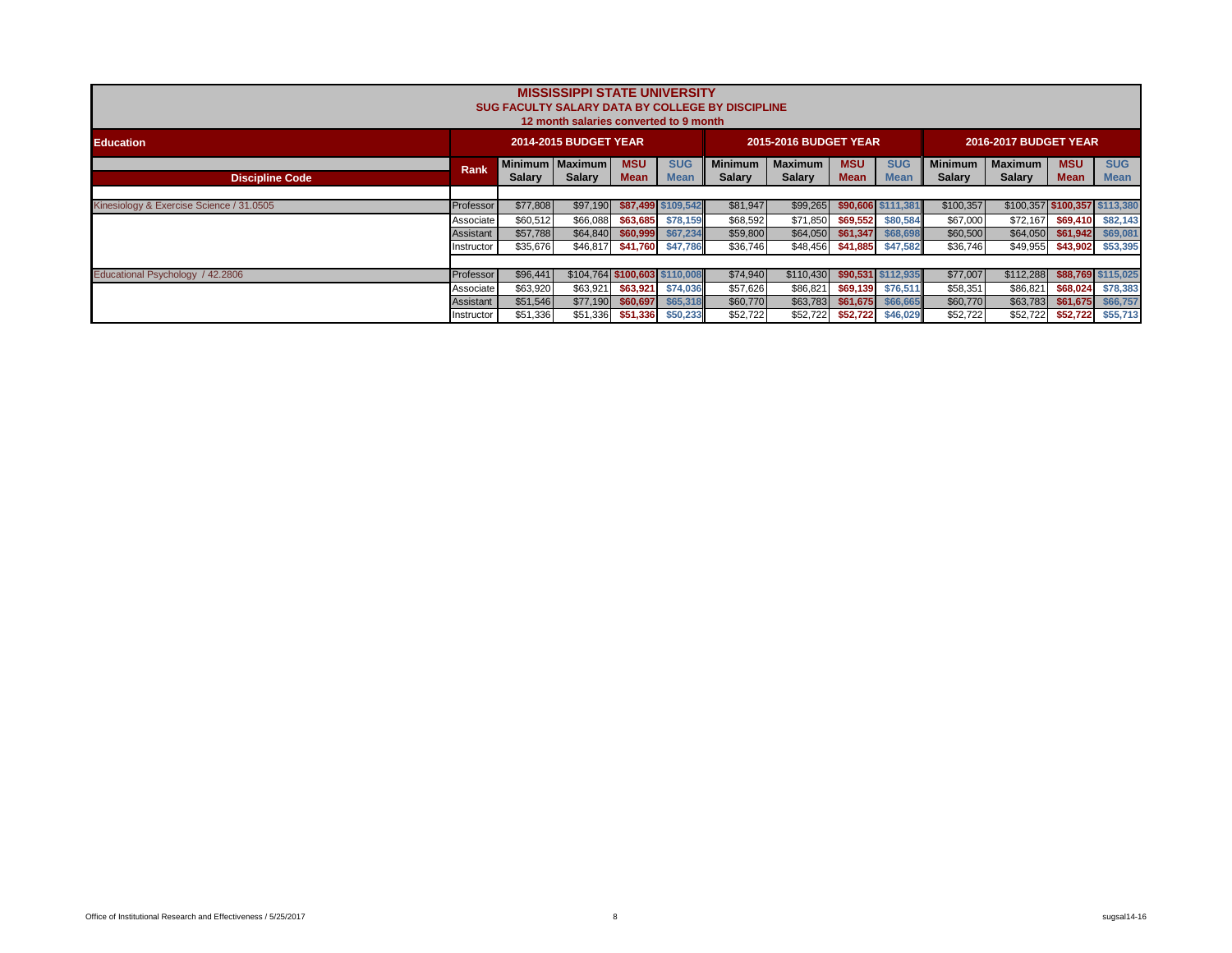# MISSISSIPPI STATE UNIVERSITY

## SUG FACULTY SALARY DATA BY COLLEGE BY DISCIPLINE

### 12 month salaries converted to 9 month

| Education | | 2014-2015 BUDGET YEAR | | | | 2015-2016 BUDGET YEAR | | | | 2016-2017 BUDGET YEAR | | | |
|---|---|---|---|---|---|---|---|---|---|---|---|---|---|
| Discipline Code | Rank | Minimum Salary | Maximum Salary | MSU Mean | SUG Mean | Minimum Salary | Maximum Salary | MSU Mean | SUG Mean | Minimum Salary | Maximum Salary | MSU Mean | SUG Mean |
| Kinesiology & Exercise Science / 31.0505 | Professor | $77,808 | $97,190 | $87,499 | $109,542 | $81,947 | $99,265 | $90,606 | $111,381 | $100,357 | $100,357 | $100,357 | $113,380 |
| | Associate | $60,512 | $66,088 | $63,685 | $78,159 | $68,592 | $71,850 | $69,552 | $80,584 | $67,000 | $72,167 | $69,410 | $82,143 |
| | Assistant | $57,788 | $64,840 | $60,999 | $67,234 | $59,800 | $64,050 | $61,347 | $68,698 | $60,500 | $64,050 | $61,942 | $69,081 |
| | Instructor | $35,676 | $46,817 | $41,760 | $47,786 | $36,746 | $48,456 | $41,885 | $47,582 | $36,746 | $49,955 | $43,902 | $53,395 |
| Educational Psychology / 42.2806 | Professor | $96,441 | $104,764 | $100,603 | $110,008 | $74,940 | $110,430 | $90,531 | $112,935 | $77,007 | $112,288 | $88,769 | $115,025 |
| | Associate | $63,920 | $63,921 | $63,921 | $74,036 | $57,626 | $86,821 | $69,139 | $76,511 | $58,351 | $86,821 | $68,024 | $78,383 |
| | Assistant | $51,546 | $77,190 | $60,697 | $65,318 | $60,770 | $63,783 | $61,675 | $66,665 | $60,770 | $63,783 | $61,675 | $66,757 |
| | Instructor | $51,336 | $51,336 | $51,336 | $50,233 | $52,722 | $52,722 | $52,722 | $46,029 | $52,722 | $52,722 | $52,722 | $55,713 |

Office of Institutional Research and Effectiveness / 5/25/2017

sugsal14-16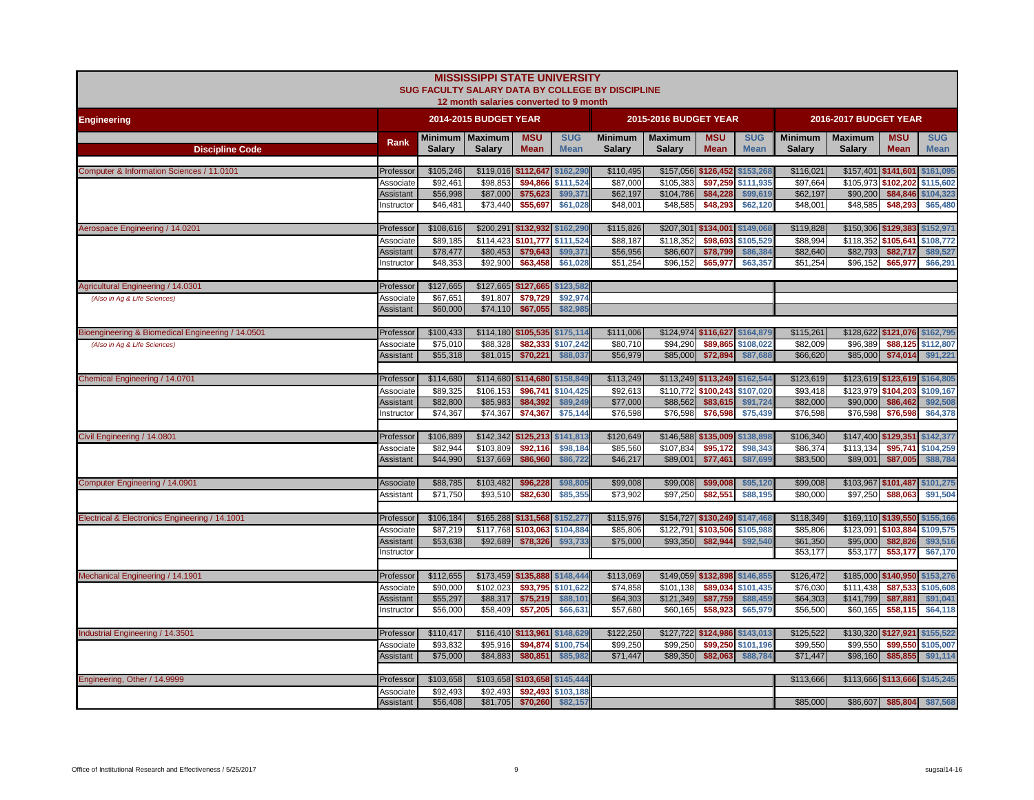# MISSISSIPPI STATE UNIVERSITY

## SUG FACULTY SALARY DATA BY COLLEGE BY DISCIPLINE

12 month salaries converted to 9 month

| Engineering | | 2014-2015 BUDGET YEAR | | | | 2015-2016 BUDGET YEAR | | | | 2016-2017 BUDGET YEAR | | | |
|---|---|---|---|---|---|---|---|---|---|---|---|---|---|
| Discipline Code | Rank | Minimum Salary | Maximum Salary | MSU Mean | SUG Mean | Minimum Salary | Maximum Salary | MSU Mean | SUG Mean | Minimum Salary | Maximum Salary | MSU Mean | SUG Mean |
| Computer & Information Sciences / 11.0101 | Professor | $105,246 | $119,016 | $112,647 | $162,290 | $110,495 | $157,056 | $126,452 | $153,268 | $116,021 | $157,401 | $141,601 | $161,095 |
| | Associate | $92,461 | $98,853 | $94,866 | $111,524 | $87,000 | $105,383 | $97,259 | $111,935 | $97,664 | $105,973 | $102,202 | $115,602 |
| | Assistant | $56,998 | $87,000 | $75,623 | $99,371 | $62,197 | $104,786 | $84,228 | $99,619 | $62,197 | $90,200 | $84,846 | $104,323 |
| | Instructor | $46,481 | $73,440 | $55,697 | $61,028 | $48,001 | $48,585 | $48,293 | $62,120 | $48,001 | $48,585 | $48,293 | $65,480 |
| Aerospace Engineering / 14.0201 | Professor | $108,616 | $200,291 | $132,932 | $162,290 | $115,826 | $207,301 | $134,001 | $149,068 | $119,828 | $150,306 | $129,383 | $152,971 |
| | Associate | $89,185 | $114,423 | $101,777 | $111,524 | $88,187 | $118,352 | $98,693 | $105,529 | $88,994 | $118,352 | $105,641 | $108,772 |
| | Assistant | $78,477 | $80,453 | $79,643 | $99,371 | $56,956 | $86,607 | $78,799 | $86,384 | $82,640 | $82,793 | $82,717 | $89,527 |
| | Instructor | $48,353 | $92,900 | $63,458 | $61,028 | $51,254 | $96,152 | $65,977 | $63,357 | $51,254 | $96,152 | $65,977 | $66,291 |
| Agricultural Engineering / 14.0301 | Professor | $127,665 | $127,665 | $127,665 | $123,582 | | | | | | | | |
| *(Also in Ag & Life Sciences)* | Associate | $67,651 | $91,807 | $79,729 | $92,974 | | | | | | | | |
| | Assistant | $60,000 | $74,110 | $67,055 | $82,985 | | | | | | | | |
| Bioengineering & Biomedical Engineering / 14.0501 | Professor | $100,433 | $114,180 | $105,535 | $175,114 | $111,006 | $124,974 | $116,627 | $164,879 | $115,261 | $128,622 | $121,076 | $162,795 |
| *(Also in Ag & Life Sciences)* | Associate | $75,010 | $88,328 | $82,333 | $107,242 | $80,710 | $94,290 | $89,865 | $108,022 | $82,009 | $96,389 | $88,125 | $112,807 |
| | Assistant | $55,318 | $81,015 | $70,221 | $88,037 | $56,979 | $85,000 | $72,894 | $87,688 | $66,620 | $85,000 | $74,014 | $91,221 |
| Chemical Engineering / 14.0701 | Professor | $114,680 | $114,680 | $114,680 | $158,849 | $113,249 | $113,249 | $113,249 | $162,544 | $123,619 | $123,619 | $123,619 | $164,805 |
| | Associate | $89,325 | $106,153 | $96,741 | $104,425 | $92,613 | $110,772 | $100,243 | $107,020 | $93,418 | $123,979 | $104,203 | $109,167 |
| | Assistant | $82,800 | $85,983 | $84,392 | $89,249 | $77,000 | $88,562 | $83,615 | $91,724 | $82,000 | $90,000 | $86,462 | $92,508 |
| | Instructor | $74,367 | $74,367 | $74,367 | $75,144 | $76,598 | $76,598 | $76,598 | $75,439 | $76,598 | $76,598 | $76,598 | $64,378 |
| Civil Engineering / 14.0801 | Professor | $106,889 | $142,342 | $125,213 | $141,813 | $120,649 | $146,588 | $135,009 | $138,898 | $106,340 | $147,400 | $129,351 | $142,377 |
| | Associate | $82,944 | $103,809 | $92,116 | $98,184 | $85,560 | $107,834 | $95,172 | $98,343 | $86,374 | $113,134 | $95,741 | $104,259 |
| | Assistant | $44,990 | $137,669 | $86,960 | $86,722 | $46,217 | $89,001 | $77,461 | $87,699 | $83,500 | $89,001 | $87,005 | $88,784 |
| Computer Engineering / 14.0901 | Associate | $88,785 | $103,482 | $96,228 | $98,805 | $99,008 | $99,008 | $99,008 | $95,120 | $99,008 | $103,967 | $101,487 | $101,275 |
| | Assistant | $71,750 | $93,510 | $82,630 | $85,355 | $73,902 | $97,250 | $82,551 | $88,195 | $80,000 | $97,250 | $88,063 | $91,504 |
| Electrical & Electronics Engineering / 14.1001 | Professor | $106,184 | $165,288 | $131,568 | $152,277 | $115,976 | $154,727 | $130,249 | $147,468 | $118,349 | $169,110 | $139,550 | $155,166 |
| | Associate | $87,219 | $117,768 | $103,063 | $104,884 | $85,806 | $122,791 | $103,506 | $105,988 | $85,806 | $123,091 | $103,884 | $109,575 |
| | Assistant | $53,638 | $92,689 | $78,326 | $93,733 | $75,000 | $93,350 | $82,944 | $92,540 | $61,350 | $95,000 | $82,826 | $93,516 |
| | Instructor | | | | | | | | | $53,177 | $53,177 | $53,177 | $67,170 |
| Mechanical Engineering / 14.1901 | Professor | $112,655 | $173,459 | $135,888 | $148,444 | $113,069 | $149,059 | $132,898 | $146,855 | $126,472 | $185,000 | $140,950 | $153,276 |
| | Associate | $90,000 | $102,023 | $93,795 | $101,622 | $74,858 | $101,138 | $89,034 | $101,435 | $76,030 | $111,438 | $87,533 | $105,608 |
| | Assistant | $55,297 | $88,317 | $75,219 | $88,101 | $64,303 | $121,349 | $87,759 | $88,459 | $64,303 | $141,799 | $87,881 | $91,041 |
| | Instructor | $56,000 | $58,409 | $57,205 | $66,631 | $57,680 | $60,165 | $58,923 | $65,979 | $56,500 | $60,165 | $58,115 | $64,118 |
| Industrial Engineering / 14.3501 | Professor | $110,417 | $116,410 | $113,961 | $148,629 | $122,250 | $127,722 | $124,986 | $143,013 | $125,522 | $130,320 | $127,921 | $155,522 |
| | Associate | $93,832 | $95,916 | $94,874 | $100,754 | $99,250 | $99,250 | $99,250 | $101,196 | $99,550 | $99,550 | $99,550 | $105,007 |
| | Assistant | $75,000 | $84,883 | $80,851 | $85,982 | $71,447 | $89,350 | $82,063 | $88,784 | $71,447 | $98,160 | $85,855 | $91,114 |
| Engineering, Other / 14.9999 | Professor | $103,658 | $103,658 | $103,658 | $145,444 | | | | | $113,666 | $113,666 | $113,666 | $145,245 |
| | Associate | $92,493 | $92,493 | $92,493 | $103,188 | | | | | | | | |
| | Assistant | $56,408 | $81,705 | $70,260 | $82,157 | | | | | $85,000 | $86,607 | $85,804 | $87,568 |

Office of Institutional Research and Effectiveness / 5/25/2017 — sugsal14-16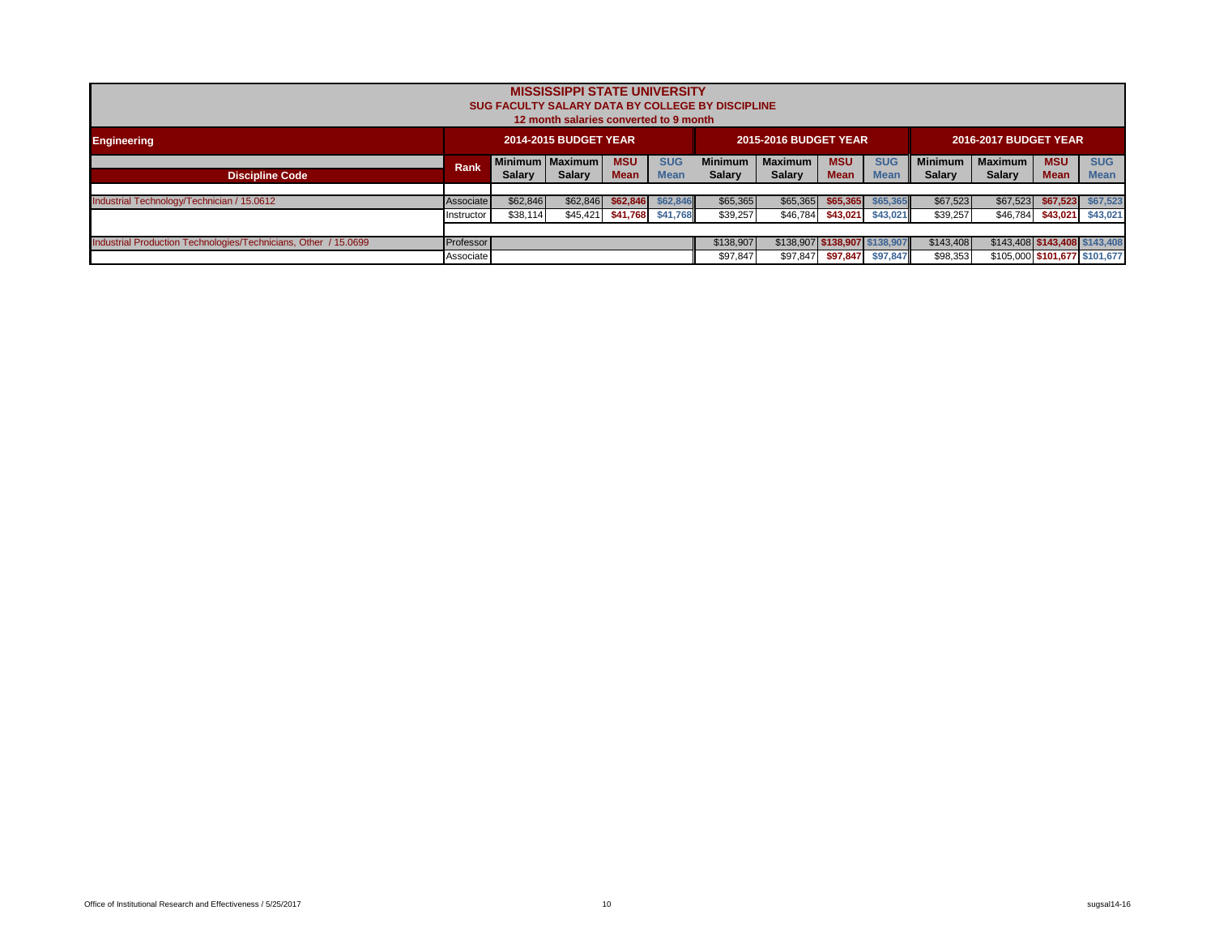# MISSISSIPPI STATE UNIVERSITY
## SUG FACULTY SALARY DATA BY COLLEGE BY DISCIPLINE
### 12 month salaries converted to 9 month

| Engineering | | 2014-2015 BUDGET YEAR | | | | 2015-2016 BUDGET YEAR | | | | 2016-2017 BUDGET YEAR | | | |
|---|---|---|---|---|---|---|---|---|---|---|---|---|---|
| Discipline Code | Rank | Minimum Salary | Maximum Salary | MSU Mean | SUG Mean | Minimum Salary | Maximum Salary | MSU Mean | SUG Mean | Minimum Salary | Maximum Salary | MSU Mean | SUG Mean |
| Industrial Technology/Technician / 15.0612 | Associate | $62,846 | $62,846 | $62,846 | $62,846 | $65,365 | $65,365 | $65,365 | $65,365 | $67,523 | $67,523 | $67,523 | $67,523 |
| | Instructor | $38,114 | $45,421 | $41,768 | $41,768 | $39,257 | $46,784 | $43,021 | $43,021 | $39,257 | $46,784 | $43,021 | $43,021 |
| Industrial Production Technologies/Technicians, Other / 15.0699 | Professor | | | | | $138,907 | $138,907 | $138,907 | $138,907 | $143,408 | $143,408 | $143,408 | $143,408 |
| | Associate | | | | | $97,847 | $97,847 | $97,847 | $97,847 | $98,353 | $105,000 | $101,677 | $101,677 |

Office of Institutional Research and Effectiveness / 5/25/2017

sugsal14-16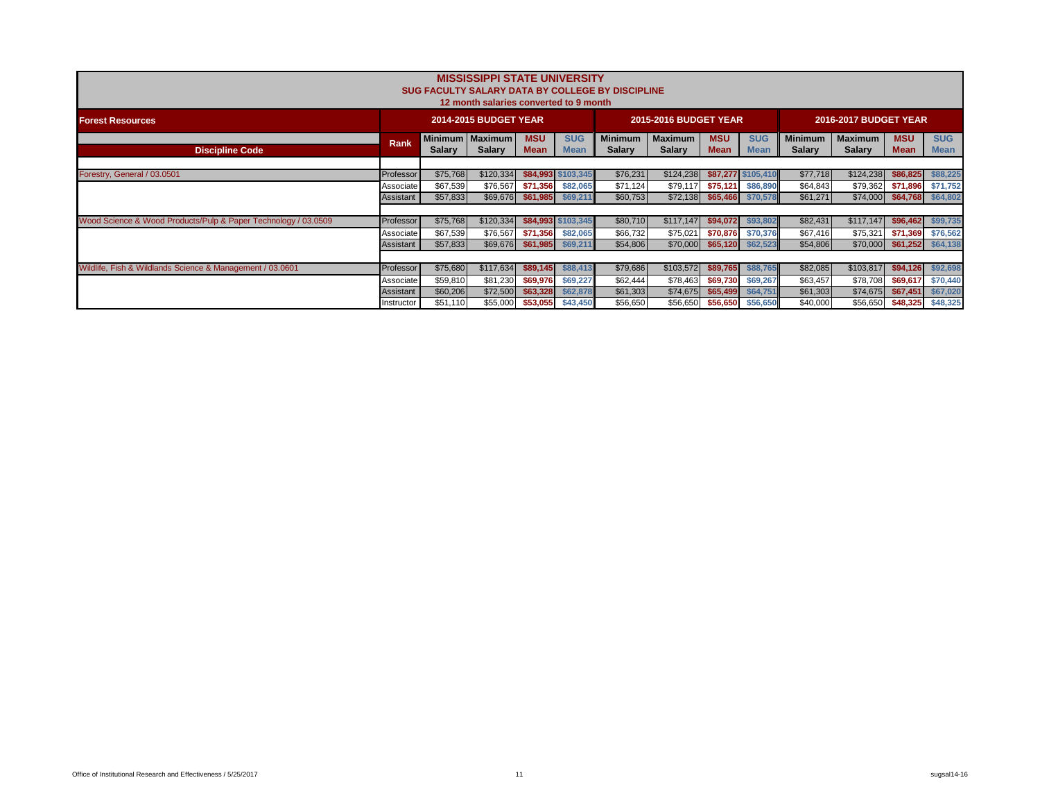# MISSISSIPPI STATE UNIVERSITY

## SUG FACULTY SALARY DATA BY COLLEGE BY DISCIPLINE

12 month salaries converted to 9 month

| Forest Resources | | 2014-2015 BUDGET YEAR | | | | 2015-2016 BUDGET YEAR | | | | 2016-2017 BUDGET YEAR | | | |
|---|---|---|---|---|---|---|---|---|---|---|---|---|---|
| Discipline Code | Rank | Minimum Salary | Maximum Salary | MSU Mean | SUG Mean | Minimum Salary | Maximum Salary | MSU Mean | SUG Mean | Minimum Salary | Maximum Salary | MSU Mean | SUG Mean |
| Forestry, General / 03.0501 | Professor | $75,768 | $120,334 | $84,993 | $103,345 | $76,231 | $124,238 | $87,277 | $105,410 | $77,718 | $124,238 | $86,825 | $88,225 |
| | Associate | $67,539 | $76,567 | $71,356 | $82,065 | $71,124 | $79,117 | $75,121 | $86,890 | $64,843 | $79,362 | $71,896 | $71,752 |
| | Assistant | $57,833 | $69,676 | $61,985 | $69,211 | $60,753 | $72,138 | $65,466 | $70,578 | $61,271 | $74,000 | $64,768 | $64,802 |
| Wood Science & Wood Products/Pulp & Paper Technology / 03.0509 | Professor | $75,768 | $120,334 | $84,993 | $103,345 | $80,710 | $117,147 | $94,072 | $93,802 | $82,431 | $117,147 | $96,462 | $99,735 |
| | Associate | $67,539 | $76,567 | $71,356 | $82,065 | $66,732 | $75,021 | $70,876 | $70,376 | $67,416 | $75,321 | $71,369 | $76,562 |
| | Assistant | $57,833 | $69,676 | $61,985 | $69,211 | $54,806 | $70,000 | $65,120 | $62,523 | $54,806 | $70,000 | $61,252 | $64,138 |
| Wildlife, Fish & Wildlands Science & Management / 03.0601 | Professor | $75,680 | $117,634 | $89,145 | $88,413 | $79,686 | $103,572 | $89,765 | $88,765 | $82,085 | $103,817 | $94,126 | $92,698 |
| | Associate | $59,810 | $81,230 | $69,976 | $69,227 | $62,444 | $78,463 | $69,730 | $69,267 | $63,457 | $78,708 | $69,617 | $70,440 |
| | Assistant | $60,206 | $72,500 | $63,328 | $62,878 | $61,303 | $74,675 | $65,499 | $64,751 | $61,303 | $74,675 | $67,451 | $67,020 |
| | Instructor | $51,110 | $55,000 | $53,055 | $43,450 | $56,650 | $56,650 | $56,650 | $56,650 | $40,000 | $56,650 | $48,325 | $48,325 |

Office of Institutional Research and Effectiveness / 5/25/2017

sugsal14-16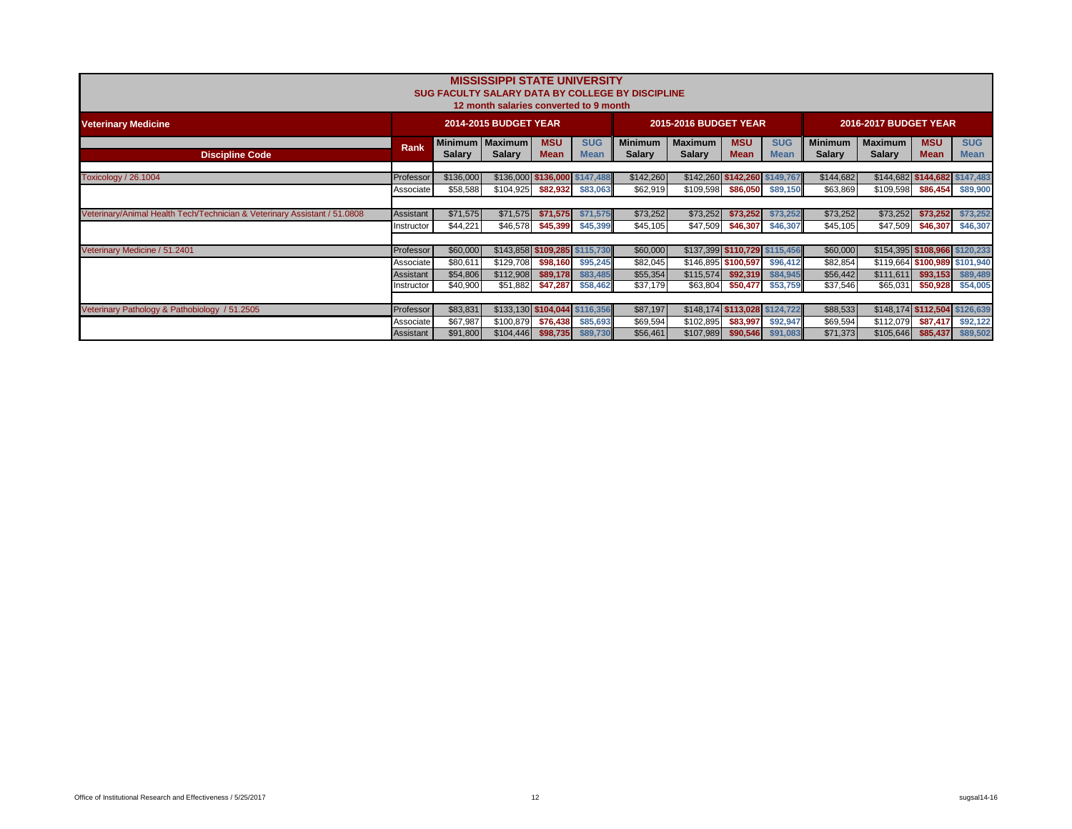# MISSISSIPPI STATE UNIVERSITY

## SUG FACULTY SALARY DATA BY COLLEGE BY DISCIPLINE

### 12 month salaries converted to 9 month

| Veterinary Medicine | | 2014-2015 BUDGET YEAR | | | | 2015-2016 BUDGET YEAR | | | | 2016-2017 BUDGET YEAR | | | |
|---|---|---|---|---|---|---|---|---|---|---|---|---|---|
| Discipline Code | Rank | Minimum Salary | Maximum Salary | MSU Mean | SUG Mean | Minimum Salary | Maximum Salary | MSU Mean | SUG Mean | Minimum Salary | Maximum Salary | MSU Mean | SUG Mean |
| Toxicology / 26.1004 | Professor | $136,000 | $136,000 | $136,000 | $147,488 | $142,260 | $142,260 | $142,260 | $149,767 | $144,682 | $144,682 | $144,682 | $147,483 |
| | Associate | $58,588 | $104,925 | $82,932 | $83,063 | $62,919 | $109,598 | $86,050 | $89,150 | $63,869 | $109,598 | $86,454 | $89,900 |
| Veterinary/Animal Health Tech/Technician & Veterinary Assistant / 51.0808 | Assistant | $71,575 | $71,575 | $71,575 | $71,575 | $73,252 | $73,252 | $73,252 | $73,252 | $73,252 | $73,252 | $73,252 | $73,252 |
| | Instructor | $44,221 | $46,578 | $45,399 | $45,399 | $45,105 | $47,509 | $46,307 | $46,307 | $45,105 | $47,509 | $46,307 | $46,307 |
| Veterinary Medicine / 51.2401 | Professor | $60,000 | $143,858 | $109,285 | $115,730 | $60,000 | $137,399 | $110,729 | $115,456 | $60,000 | $154,395 | $108,966 | $120,233 |
| | Associate | $80,611 | $129,708 | $98,160 | $95,245 | $82,045 | $146,895 | $100,597 | $96,412 | $82,854 | $119,664 | $100,989 | $101,940 |
| | Assistant | $54,806 | $112,908 | $89,178 | $83,485 | $55,354 | $115,574 | $92,319 | $84,945 | $56,442 | $111,611 | $93,153 | $89,489 |
| | Instructor | $40,900 | $51,882 | $47,287 | $58,462 | $37,179 | $63,804 | $50,477 | $53,759 | $37,546 | $65,031 | $50,928 | $54,005 |
| Veterinary Pathology & Pathobiology / 51.2505 | Professor | $83,831 | $133,130 | $104,044 | $116,356 | $87,197 | $148,174 | $113,028 | $124,722 | $88,533 | $148,174 | $112,504 | $126,639 |
| | Associate | $67,987 | $100,879 | $76,438 | $85,693 | $69,594 | $102,895 | $83,997 | $92,947 | $69,594 | $112,079 | $87,417 | $92,122 |
| | Assistant | $91,800 | $104,446 | $98,735 | $89,730 | $56,461 | $107,989 | $90,546 | $91,083 | $71,373 | $105,646 | $85,437 | $89,502 |

Office of Institutional Research and Effectiveness / 5/25/2017 sugsal14-16